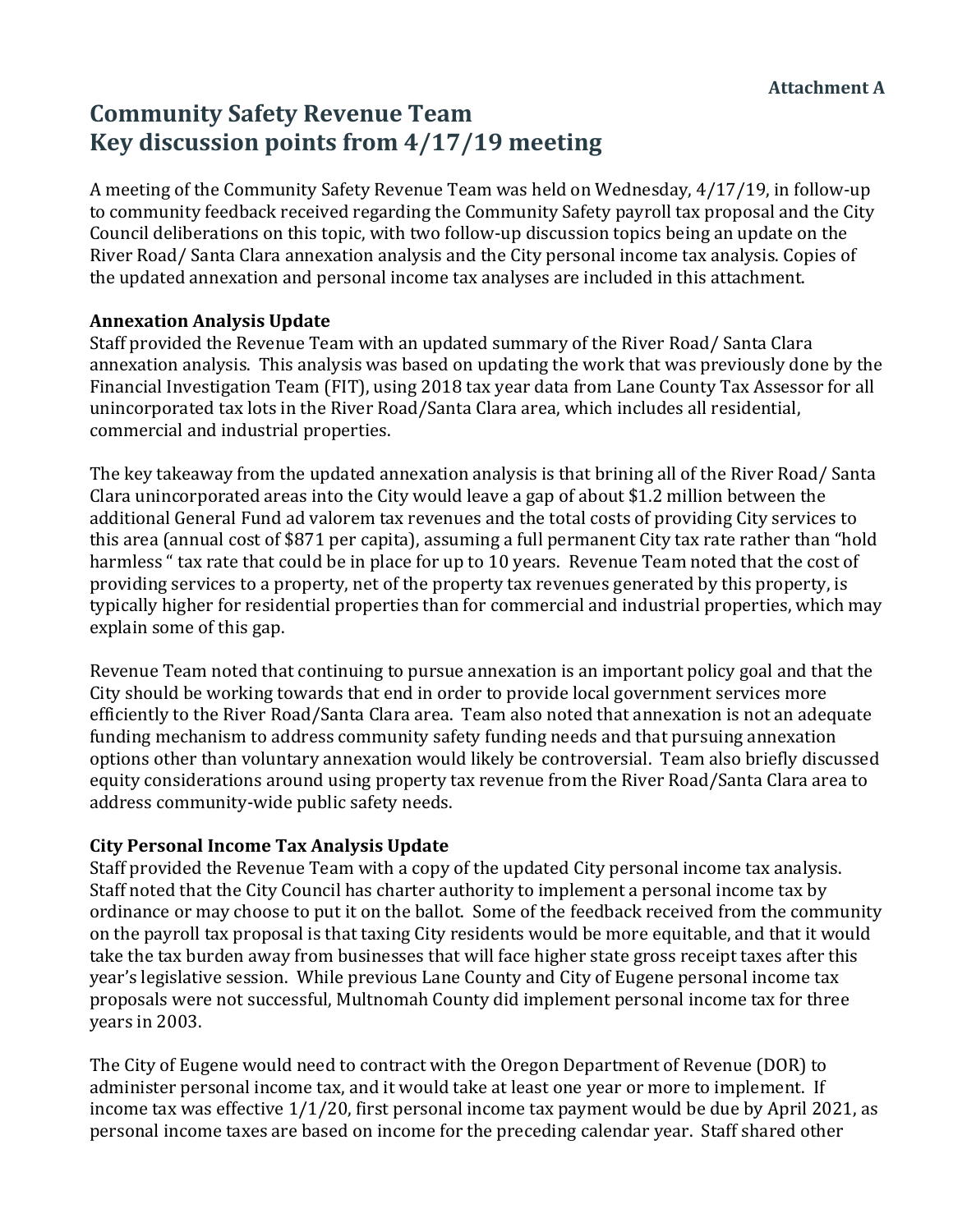**Attachment A**

# Community Safety Revenue Team
# Key discussion points from 4/17/19 meeting

A meeting of the Community Safety Revenue Team was held on Wednesday, 4/17/19, in follow-up to community feedback received regarding the Community Safety payroll tax proposal and the City Council deliberations on this topic, with two follow-up discussion topics being an update on the River Road/ Santa Clara annexation analysis and the City personal income tax analysis. Copies of the updated annexation and personal income tax analyses are included in this attachment.

**Annexation Analysis Update**

Staff provided the Revenue Team with an updated summary of the River Road/ Santa Clara annexation analysis. This analysis was based on updating the work that was previously done by the Financial Investigation Team (FIT), using 2018 tax year data from Lane County Tax Assessor for all unincorporated tax lots in the River Road/Santa Clara area, which includes all residential, commercial and industrial properties.

The key takeaway from the updated annexation analysis is that brining all of the River Road/ Santa Clara unincorporated areas into the City would leave a gap of about $1.2 million between the additional General Fund ad valorem tax revenues and the total costs of providing City services to this area (annual cost of $871 per capita), assuming a full permanent City tax rate rather than "hold harmless " tax rate that could be in place for up to 10 years. Revenue Team noted that the cost of providing services to a property, net of the property tax revenues generated by this property, is typically higher for residential properties than for commercial and industrial properties, which may explain some of this gap.

Revenue Team noted that continuing to pursue annexation is an important policy goal and that the City should be working towards that end in order to provide local government services more efficiently to the River Road/Santa Clara area. Team also noted that annexation is not an adequate funding mechanism to address community safety funding needs and that pursuing annexation options other than voluntary annexation would likely be controversial. Team also briefly discussed equity considerations around using property tax revenue from the River Road/Santa Clara area to address community-wide public safety needs.

**City Personal Income Tax Analysis Update**

Staff provided the Revenue Team with a copy of the updated City personal income tax analysis. Staff noted that the City Council has charter authority to implement a personal income tax by ordinance or may choose to put it on the ballot. Some of the feedback received from the community on the payroll tax proposal is that taxing City residents would be more equitable, and that it would take the tax burden away from businesses that will face higher state gross receipt taxes after this year's legislative session. While previous Lane County and City of Eugene personal income tax proposals were not successful, Multnomah County did implement personal income tax for three years in 2003.

The City of Eugene would need to contract with the Oregon Department of Revenue (DOR) to administer personal income tax, and it would take at least one year or more to implement. If income tax was effective 1/1/20, first personal income tax payment would be due by April 2021, as personal income taxes are based on income for the preceding calendar year. Staff shared other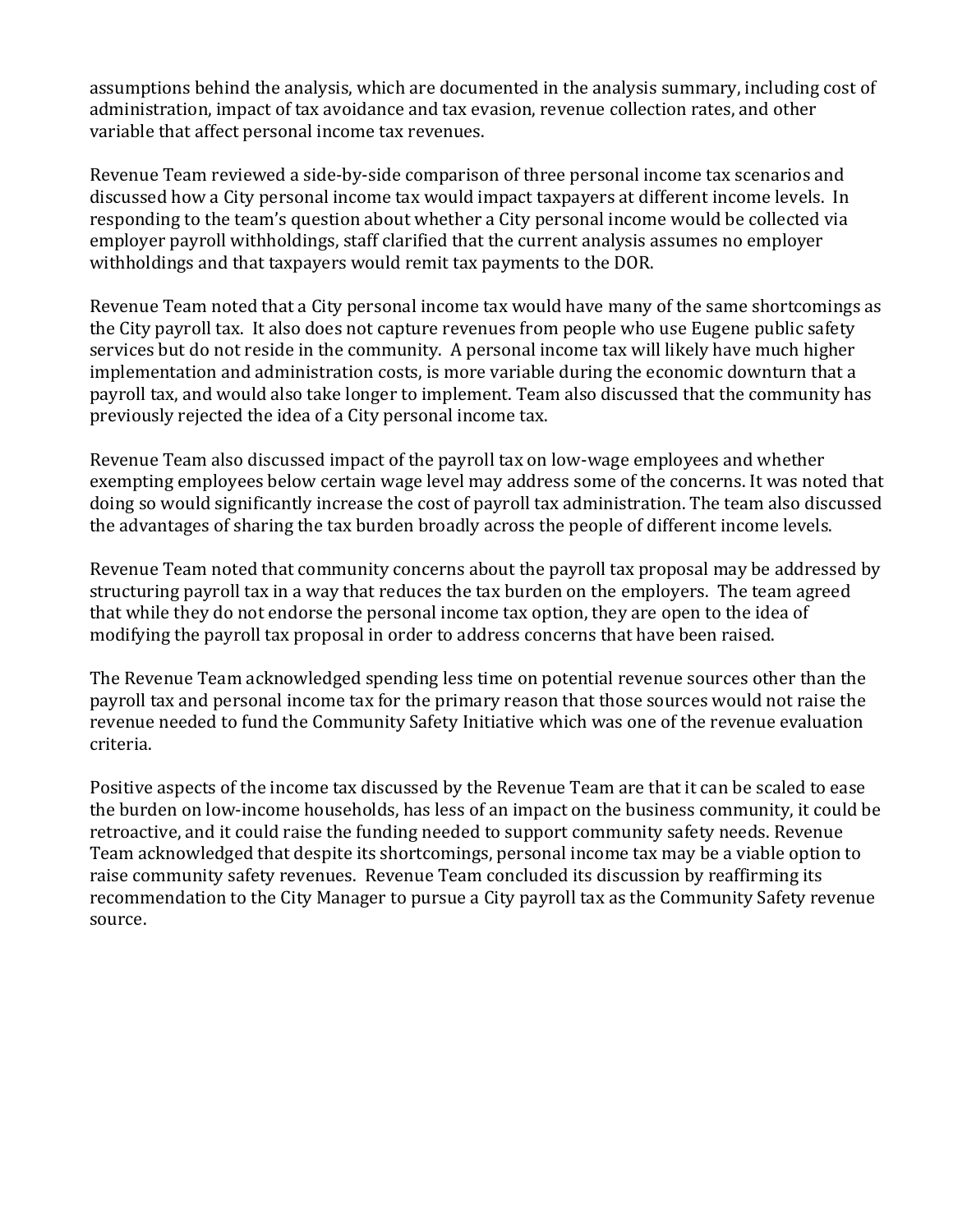assumptions behind the analysis, which are documented in the analysis summary, including cost of administration, impact of tax avoidance and tax evasion, revenue collection rates, and other variable that affect personal income tax revenues.

Revenue Team reviewed a side-by-side comparison of three personal income tax scenarios and discussed how a City personal income tax would impact taxpayers at different income levels. In responding to the team's question about whether a City personal income would be collected via employer payroll withholdings, staff clarified that the current analysis assumes no employer withholdings and that taxpayers would remit tax payments to the DOR.

Revenue Team noted that a City personal income tax would have many of the same shortcomings as the City payroll tax. It also does not capture revenues from people who use Eugene public safety services but do not reside in the community. A personal income tax will likely have much higher implementation and administration costs, is more variable during the economic downturn that a payroll tax, and would also take longer to implement. Team also discussed that the community has previously rejected the idea of a City personal income tax.

Revenue Team also discussed impact of the payroll tax on low-wage employees and whether exempting employees below certain wage level may address some of the concerns. It was noted that doing so would significantly increase the cost of payroll tax administration. The team also discussed the advantages of sharing the tax burden broadly across the people of different income levels.

Revenue Team noted that community concerns about the payroll tax proposal may be addressed by structuring payroll tax in a way that reduces the tax burden on the employers. The team agreed that while they do not endorse the personal income tax option, they are open to the idea of modifying the payroll tax proposal in order to address concerns that have been raised.

The Revenue Team acknowledged spending less time on potential revenue sources other than the payroll tax and personal income tax for the primary reason that those sources would not raise the revenue needed to fund the Community Safety Initiative which was one of the revenue evaluation criteria.

Positive aspects of the income tax discussed by the Revenue Team are that it can be scaled to ease the burden on low-income households, has less of an impact on the business community, it could be retroactive, and it could raise the funding needed to support community safety needs. Revenue Team acknowledged that despite its shortcomings, personal income tax may be a viable option to raise community safety revenues. Revenue Team concluded its discussion by reaffirming its recommendation to the City Manager to pursue a City payroll tax as the Community Safety revenue source.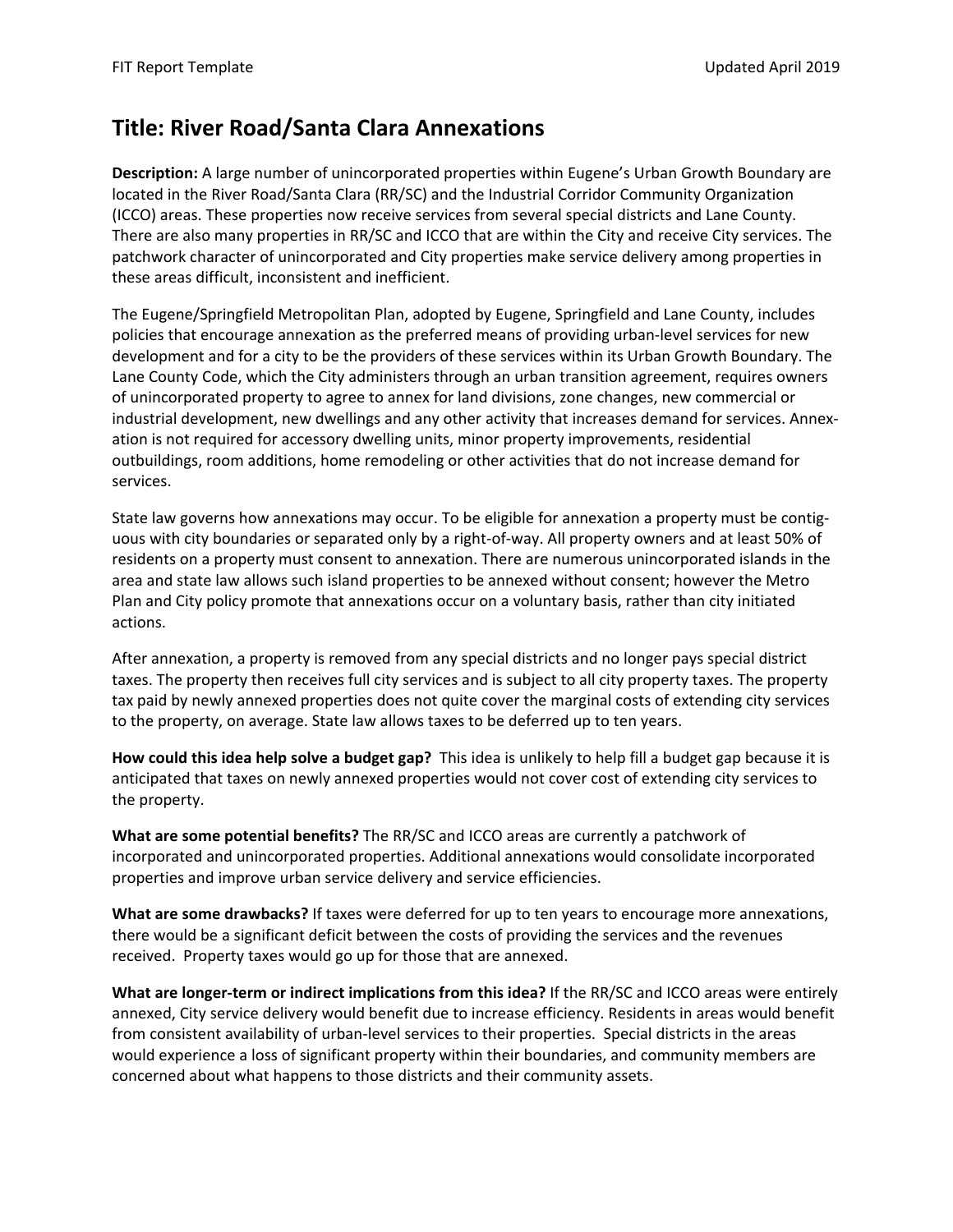# Title: River Road/Santa Clara Annexations

**Description:** A large number of unincorporated properties within Eugene's Urban Growth Boundary are located in the River Road/Santa Clara (RR/SC) and the Industrial Corridor Community Organization (ICCO) areas. These properties now receive services from several special districts and Lane County. There are also many properties in RR/SC and ICCO that are within the City and receive City services. The patchwork character of unincorporated and City properties make service delivery among properties in these areas difficult, inconsistent and inefficient.

The Eugene/Springfield Metropolitan Plan, adopted by Eugene, Springfield and Lane County, includes policies that encourage annexation as the preferred means of providing urban-level services for new development and for a city to be the providers of these services within its Urban Growth Boundary. The Lane County Code, which the City administers through an urban transition agreement, requires owners of unincorporated property to agree to annex for land divisions, zone changes, new commercial or industrial development, new dwellings and any other activity that increases demand for services. Annexation is not required for accessory dwelling units, minor property improvements, residential outbuildings, room additions, home remodeling or other activities that do not increase demand for services.

State law governs how annexations may occur. To be eligible for annexation a property must be contiguous with city boundaries or separated only by a right-of-way. All property owners and at least 50% of residents on a property must consent to annexation. There are numerous unincorporated islands in the area and state law allows such island properties to be annexed without consent; however the Metro Plan and City policy promote that annexations occur on a voluntary basis, rather than city initiated actions.

After annexation, a property is removed from any special districts and no longer pays special district taxes. The property then receives full city services and is subject to all city property taxes. The property tax paid by newly annexed properties does not quite cover the marginal costs of extending city services to the property, on average. State law allows taxes to be deferred up to ten years.

**How could this idea help solve a budget gap?** This idea is unlikely to help fill a budget gap because it is anticipated that taxes on newly annexed properties would not cover cost of extending city services to the property.

**What are some potential benefits?** The RR/SC and ICCO areas are currently a patchwork of incorporated and unincorporated properties. Additional annexations would consolidate incorporated properties and improve urban service delivery and service efficiencies.

**What are some drawbacks?** If taxes were deferred for up to ten years to encourage more annexations, there would be a significant deficit between the costs of providing the services and the revenues received. Property taxes would go up for those that are annexed.

**What are longer-term or indirect implications from this idea?** If the RR/SC and ICCO areas were entirely annexed, City service delivery would benefit due to increase efficiency. Residents in areas would benefit from consistent availability of urban-level services to their properties. Special districts in the areas would experience a loss of significant property within their boundaries, and community members are concerned about what happens to those districts and their community assets.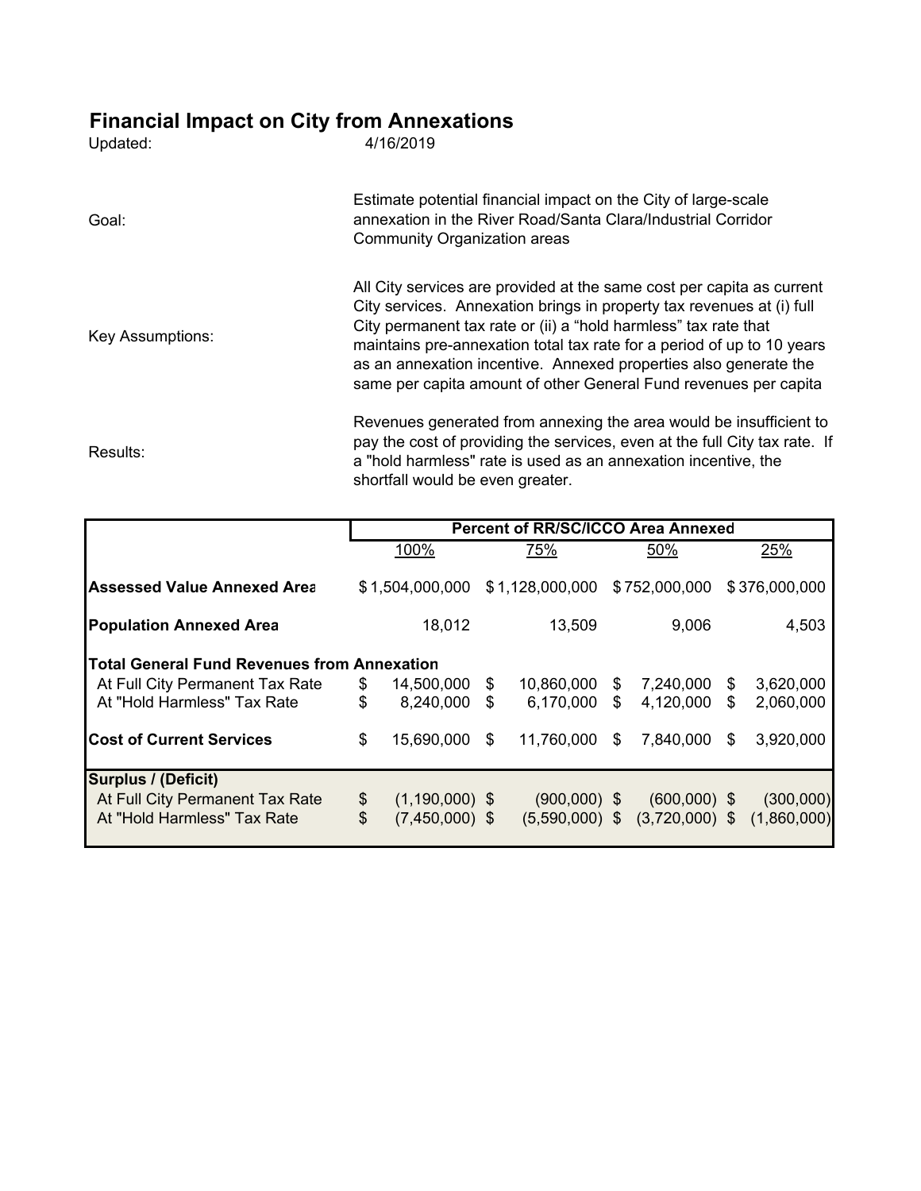# Financial Impact on City from Annexations

Updated: 4/16/2019

**Goal:** Estimate potential financial impact on the City of large-scale annexation in the River Road/Santa Clara/Industrial Corridor Community Organization areas

**Key Assumptions:** All City services are provided at the same cost per capita as current City services. Annexation brings in property tax revenues at (i) full City permanent tax rate or (ii) a "hold harmless" tax rate that maintains pre-annexation total tax rate for a period of up to 10 years as an annexation incentive. Annexed properties also generate the same per capita amount of other General Fund revenues per capita

**Results:** Revenues generated from annexing the area would be insufficient to pay the cost of providing the services, even at the full City tax rate. If a "hold harmless" rate is used as an annexation incentive, the shortfall would be even greater.

| | Percent of RR/SC/ICCO Area Annexed | | | |
|---|---|---|---|---|
| | 100% | 75% | 50% | 25% |
| **Assessed Value Annexed Area** | $1,504,000,000 | $1,128,000,000 | $752,000,000 | $376,000,000 |
| **Population Annexed Area** | 18,012 | 13,509 | 9,006 | 4,503 |
| **Total General Fund Revenues from Annexation** | | | | |
| At Full City Permanent Tax Rate | $ 14,500,000 | $ 10,860,000 | $ 7,240,000 | $ 3,620,000 |
| At "Hold Harmless" Tax Rate | $ 8,240,000 | $ 6,170,000 | $ 4,120,000 | $ 2,060,000 |
| **Cost of Current Services** | $ 15,690,000 | $ 11,760,000 | $ 7,840,000 | $ 3,920,000 |
| **Surplus / (Deficit)** | | | | |
| At Full City Permanent Tax Rate | $ (1,190,000) | $ (900,000) | $ (600,000) | $ (300,000) |
| At "Hold Harmless" Tax Rate | $ (7,450,000) | $ (5,590,000) | $ (3,720,000) | $ (1,860,000) |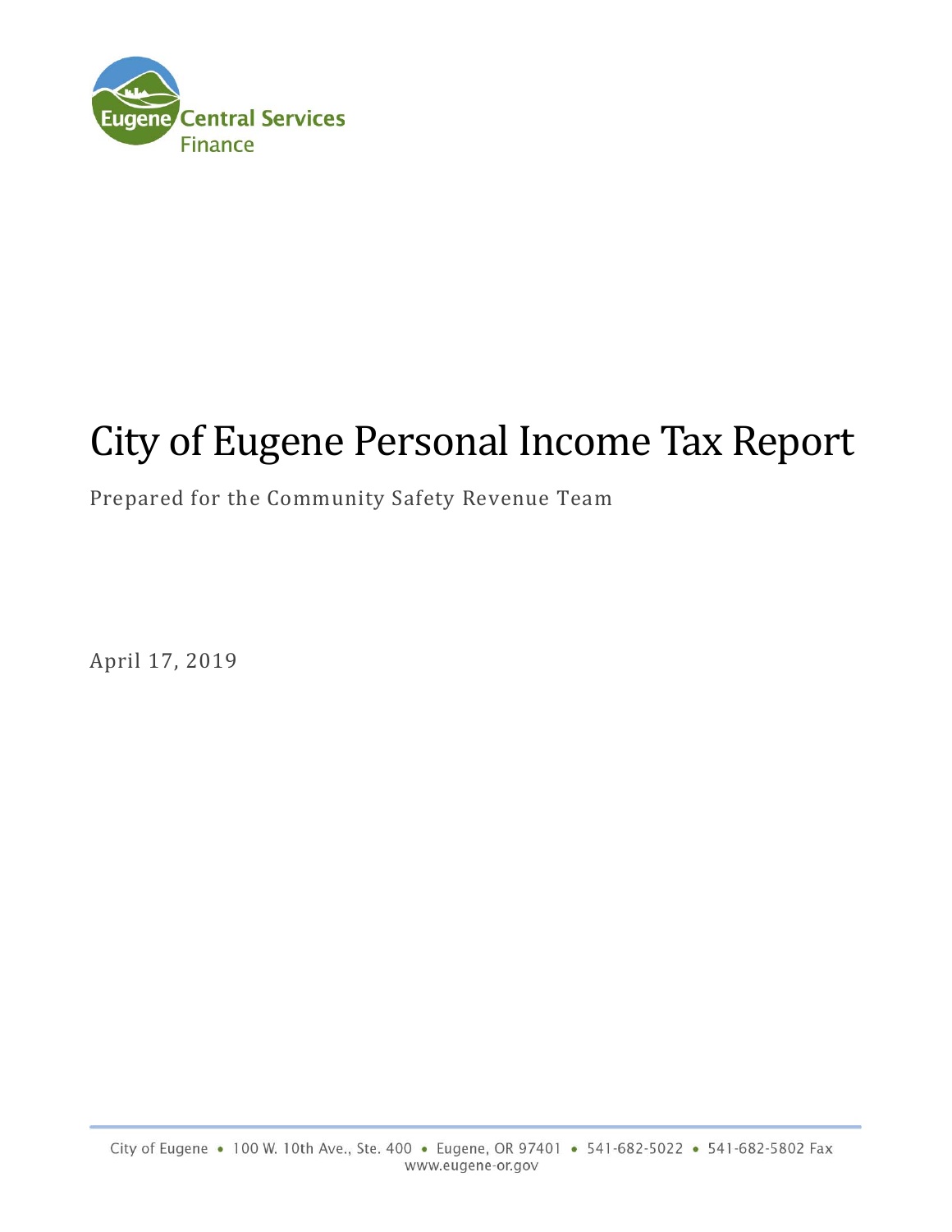# City of Eugene Personal Income Tax Report

Prepared for the Community Safety Revenue Team

April 17, 2019

City of Eugene • 100 W. 10th Ave., Ste. 400 • Eugene, OR 97401 • 541-682-5022 • 541-682-5802 Fax
www.eugene-or.gov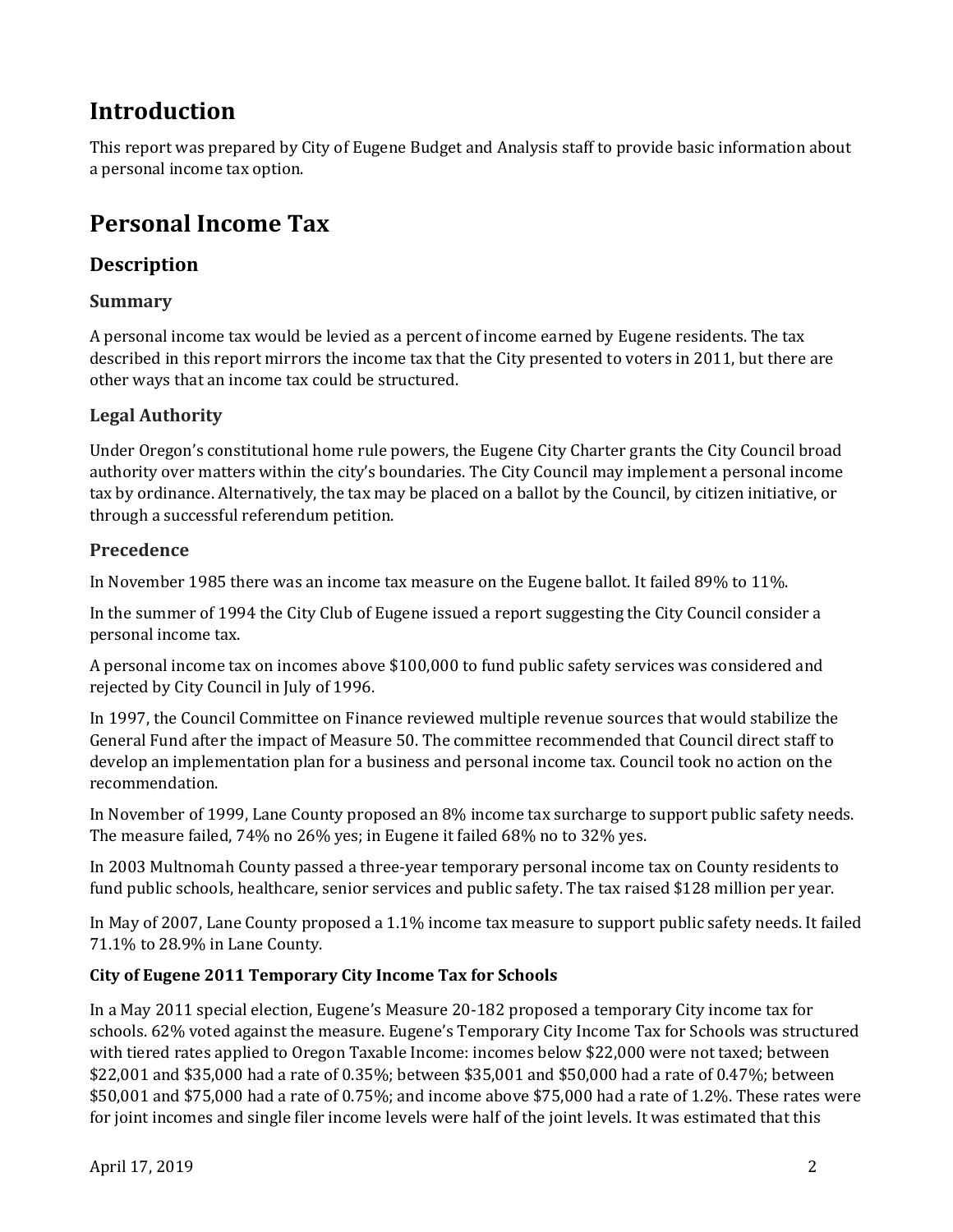# Introduction

This report was prepared by City of Eugene Budget and Analysis staff to provide basic information about a personal income tax option.

# Personal Income Tax

## Description

### Summary

A personal income tax would be levied as a percent of income earned by Eugene residents. The tax described in this report mirrors the income tax that the City presented to voters in 2011, but there are other ways that an income tax could be structured.

### Legal Authority

Under Oregon's constitutional home rule powers, the Eugene City Charter grants the City Council broad authority over matters within the city's boundaries. The City Council may implement a personal income tax by ordinance. Alternatively, the tax may be placed on a ballot by the Council, by citizen initiative, or through a successful referendum petition.

### Precedence

In November 1985 there was an income tax measure on the Eugene ballot. It failed 89% to 11%.

In the summer of 1994 the City Club of Eugene issued a report suggesting the City Council consider a personal income tax.

A personal income tax on incomes above $100,000 to fund public safety services was considered and rejected by City Council in July of 1996.

In 1997, the Council Committee on Finance reviewed multiple revenue sources that would stabilize the General Fund after the impact of Measure 50. The committee recommended that Council direct staff to develop an implementation plan for a business and personal income tax. Council took no action on the recommendation.

In November of 1999, Lane County proposed an 8% income tax surcharge to support public safety needs. The measure failed, 74% no 26% yes; in Eugene it failed 68% no to 32% yes.

In 2003 Multnomah County passed a three-year temporary personal income tax on County residents to fund public schools, healthcare, senior services and public safety. The tax raised $128 million per year.

In May of 2007, Lane County proposed a 1.1% income tax measure to support public safety needs. It failed 71.1% to 28.9% in Lane County.

**City of Eugene 2011 Temporary City Income Tax for Schools**

In a May 2011 special election, Eugene's Measure 20-182 proposed a temporary City income tax for schools. 62% voted against the measure. Eugene's Temporary City Income Tax for Schools was structured with tiered rates applied to Oregon Taxable Income: incomes below $22,000 were not taxed; between $22,001 and $35,000 had a rate of 0.35%; between $35,001 and $50,000 had a rate of 0.47%; between $50,001 and $75,000 had a rate of 0.75%; and income above $75,000 had a rate of 1.2%. These rates were for joint incomes and single filer income levels were half of the joint levels. It was estimated that this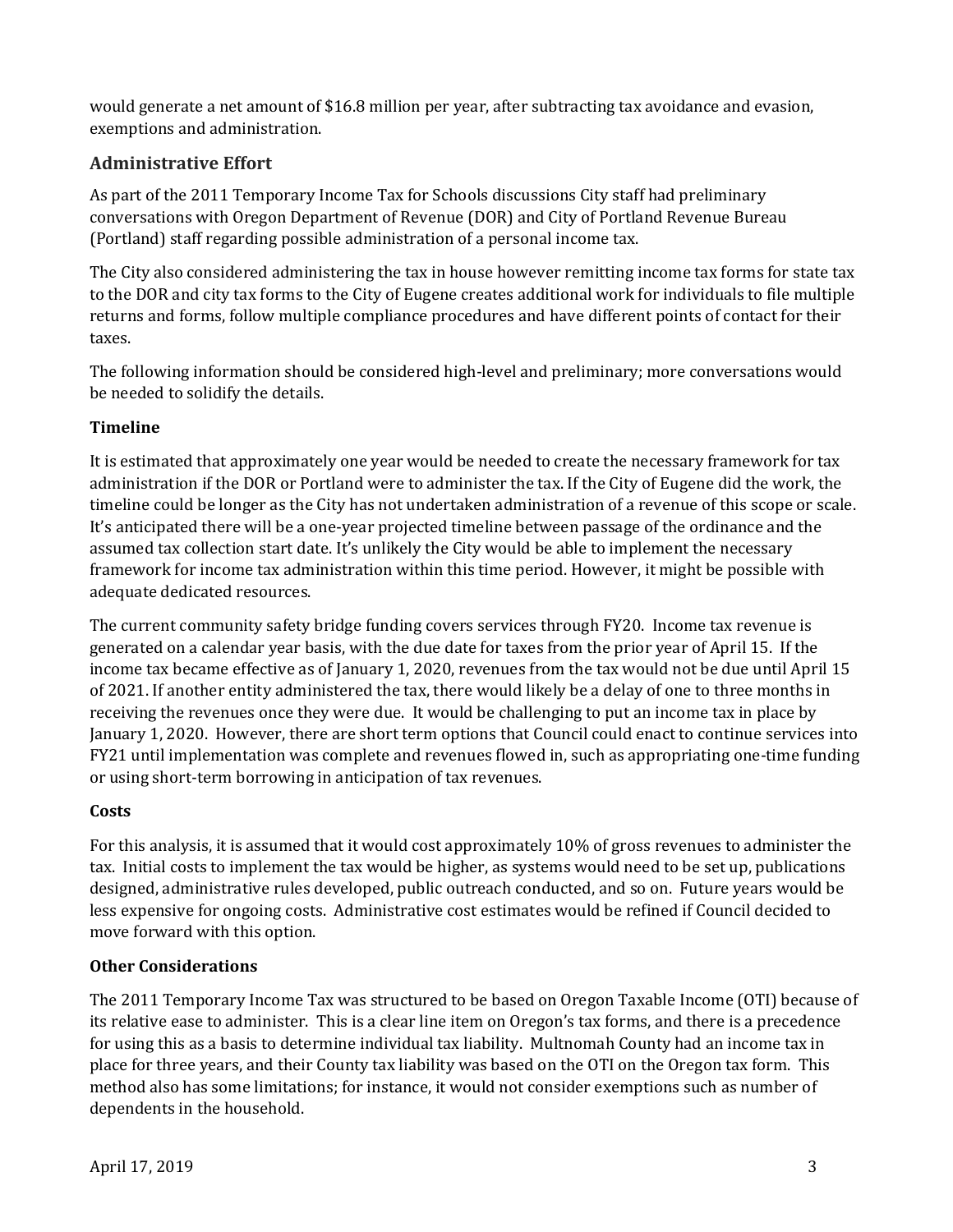would generate a net amount of $16.8 million per year, after subtracting tax avoidance and evasion, exemptions and administration.

## Administrative Effort

As part of the 2011 Temporary Income Tax for Schools discussions City staff had preliminary conversations with Oregon Department of Revenue (DOR) and City of Portland Revenue Bureau (Portland) staff regarding possible administration of a personal income tax.

The City also considered administering the tax in house however remitting income tax forms for state tax to the DOR and city tax forms to the City of Eugene creates additional work for individuals to file multiple returns and forms, follow multiple compliance procedures and have different points of contact for their taxes.

The following information should be considered high-level and preliminary; more conversations would be needed to solidify the details.

### Timeline

It is estimated that approximately one year would be needed to create the necessary framework for tax administration if the DOR or Portland were to administer the tax. If the City of Eugene did the work, the timeline could be longer as the City has not undertaken administration of a revenue of this scope or scale. It's anticipated there will be a one-year projected timeline between passage of the ordinance and the assumed tax collection start date. It's unlikely the City would be able to implement the necessary framework for income tax administration within this time period. However, it might be possible with adequate dedicated resources.

The current community safety bridge funding covers services through FY20. Income tax revenue is generated on a calendar year basis, with the due date for taxes from the prior year of April 15. If the income tax became effective as of January 1, 2020, revenues from the tax would not be due until April 15 of 2021. If another entity administered the tax, there would likely be a delay of one to three months in receiving the revenues once they were due. It would be challenging to put an income tax in place by January 1, 2020. However, there are short term options that Council could enact to continue services into FY21 until implementation was complete and revenues flowed in, such as appropriating one-time funding or using short-term borrowing in anticipation of tax revenues.

### Costs

For this analysis, it is assumed that it would cost approximately 10% of gross revenues to administer the tax. Initial costs to implement the tax would be higher, as systems would need to be set up, publications designed, administrative rules developed, public outreach conducted, and so on. Future years would be less expensive for ongoing costs. Administrative cost estimates would be refined if Council decided to move forward with this option.

### Other Considerations

The 2011 Temporary Income Tax was structured to be based on Oregon Taxable Income (OTI) because of its relative ease to administer. This is a clear line item on Oregon's tax forms, and there is a precedence for using this as a basis to determine individual tax liability. Multnomah County had an income tax in place for three years, and their County tax liability was based on the OTI on the Oregon tax form. This method also has some limitations; for instance, it would not consider exemptions such as number of dependents in the household.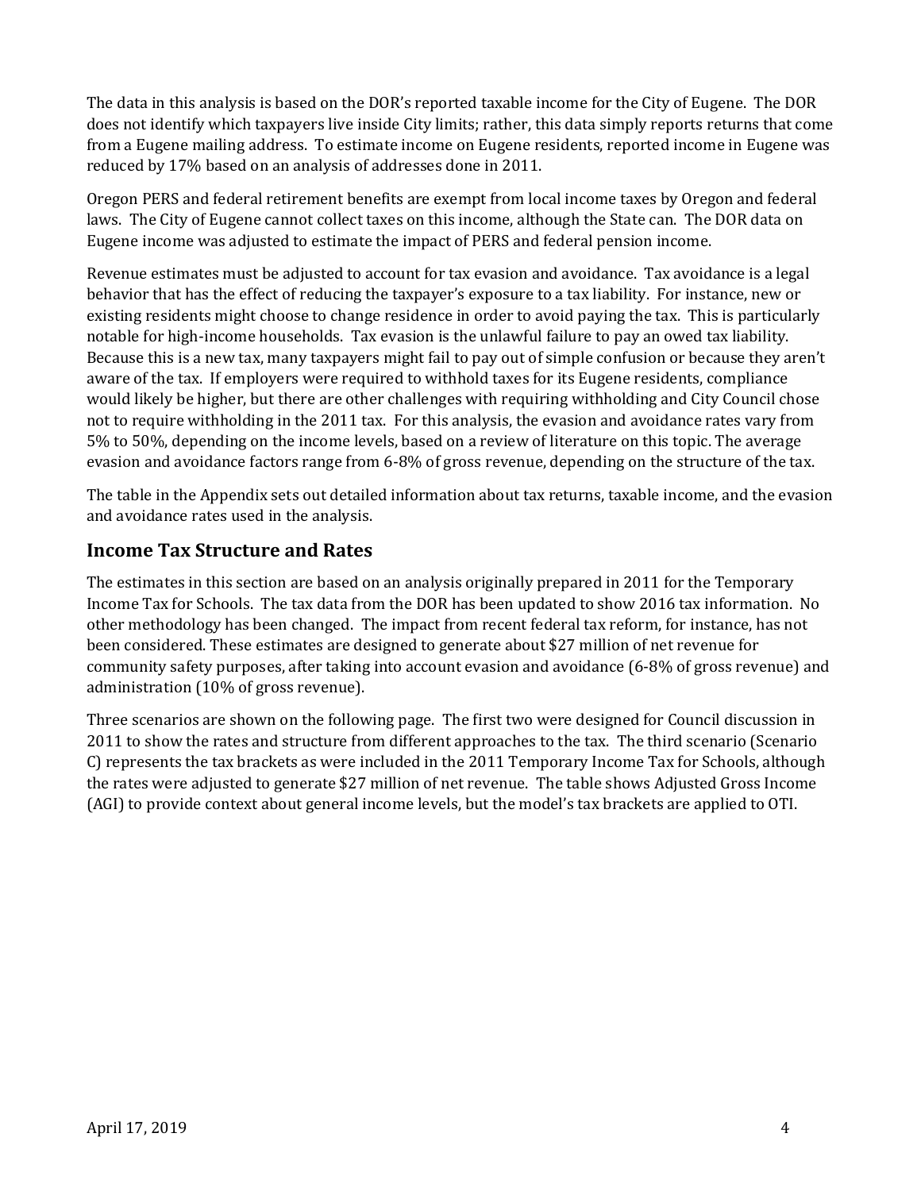The data in this analysis is based on the DOR's reported taxable income for the City of Eugene. The DOR does not identify which taxpayers live inside City limits; rather, this data simply reports returns that come from a Eugene mailing address. To estimate income on Eugene residents, reported income in Eugene was reduced by 17% based on an analysis of addresses done in 2011.

Oregon PERS and federal retirement benefits are exempt from local income taxes by Oregon and federal laws. The City of Eugene cannot collect taxes on this income, although the State can. The DOR data on Eugene income was adjusted to estimate the impact of PERS and federal pension income.

Revenue estimates must be adjusted to account for tax evasion and avoidance. Tax avoidance is a legal behavior that has the effect of reducing the taxpayer's exposure to a tax liability. For instance, new or existing residents might choose to change residence in order to avoid paying the tax. This is particularly notable for high-income households. Tax evasion is the unlawful failure to pay an owed tax liability. Because this is a new tax, many taxpayers might fail to pay out of simple confusion or because they aren't aware of the tax. If employers were required to withhold taxes for its Eugene residents, compliance would likely be higher, but there are other challenges with requiring withholding and City Council chose not to require withholding in the 2011 tax. For this analysis, the evasion and avoidance rates vary from 5% to 50%, depending on the income levels, based on a review of literature on this topic. The average evasion and avoidance factors range from 6-8% of gross revenue, depending on the structure of the tax.

The table in the Appendix sets out detailed information about tax returns, taxable income, and the evasion and avoidance rates used in the analysis.

## Income Tax Structure and Rates

The estimates in this section are based on an analysis originally prepared in 2011 for the Temporary Income Tax for Schools. The tax data from the DOR has been updated to show 2016 tax information. No other methodology has been changed. The impact from recent federal tax reform, for instance, has not been considered. These estimates are designed to generate about $27 million of net revenue for community safety purposes, after taking into account evasion and avoidance (6-8% of gross revenue) and administration (10% of gross revenue).

Three scenarios are shown on the following page. The first two were designed for Council discussion in 2011 to show the rates and structure from different approaches to the tax. The third scenario (Scenario C) represents the tax brackets as were included in the 2011 Temporary Income Tax for Schools, although the rates were adjusted to generate $27 million of net revenue. The table shows Adjusted Gross Income (AGI) to provide context about general income levels, but the model's tax brackets are applied to OTI.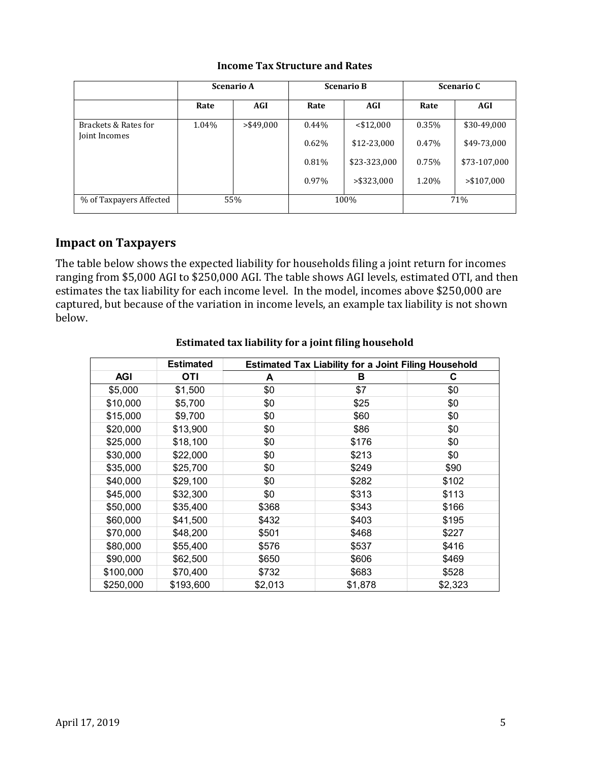**Income Tax Structure and Rates**

| | Scenario A | | Scenario B | | Scenario C | |
|---|---|---|---|---|---|---|
| | Rate | AGI | Rate | AGI | Rate | AGI |
| Brackets & Rates for Joint Incomes | 1.04% | >$49,000 | 0.44% | <$12,000 | 0.35% | $30-49,000 |
| | | | 0.62% | $12-23,000 | 0.47% | $49-73,000 |
| | | | 0.81% | $23-323,000 | 0.75% | $73-107,000 |
| | | | 0.97% | >$323,000 | 1.20% | >$107,000 |
| % of Taxpayers Affected | 55% | | 100% | | 71% | |

## Impact on Taxpayers

The table below shows the expected liability for households filing a joint return for incomes ranging from $5,000 AGI to $250,000 AGI. The table shows AGI levels, estimated OTI, and then estimates the tax liability for each income level. In the model, incomes above $250,000 are captured, but because of the variation in income levels, an example tax liability is not shown below.

**Estimated tax liability for a joint filing household**

| | Estimated | Estimated Tax Liability for a Joint Filing Household | | |
|---|---|---|---|---|
| AGI | OTI | A | B | C |
| $5,000 | $1,500 | $0 | $7 | $0 |
| $10,000 | $5,700 | $0 | $25 | $0 |
| $15,000 | $9,700 | $0 | $60 | $0 |
| $20,000 | $13,900 | $0 | $86 | $0 |
| $25,000 | $18,100 | $0 | $176 | $0 |
| $30,000 | $22,000 | $0 | $213 | $0 |
| $35,000 | $25,700 | $0 | $249 | $90 |
| $40,000 | $29,100 | $0 | $282 | $102 |
| $45,000 | $32,300 | $0 | $313 | $113 |
| $50,000 | $35,400 | $368 | $343 | $166 |
| $60,000 | $41,500 | $432 | $403 | $195 |
| $70,000 | $48,200 | $501 | $468 | $227 |
| $80,000 | $55,400 | $576 | $537 | $416 |
| $90,000 | $62,500 | $650 | $606 | $469 |
| $100,000 | $70,400 | $732 | $683 | $528 |
| $250,000 | $193,600 | $2,013 | $1,878 | $2,323 |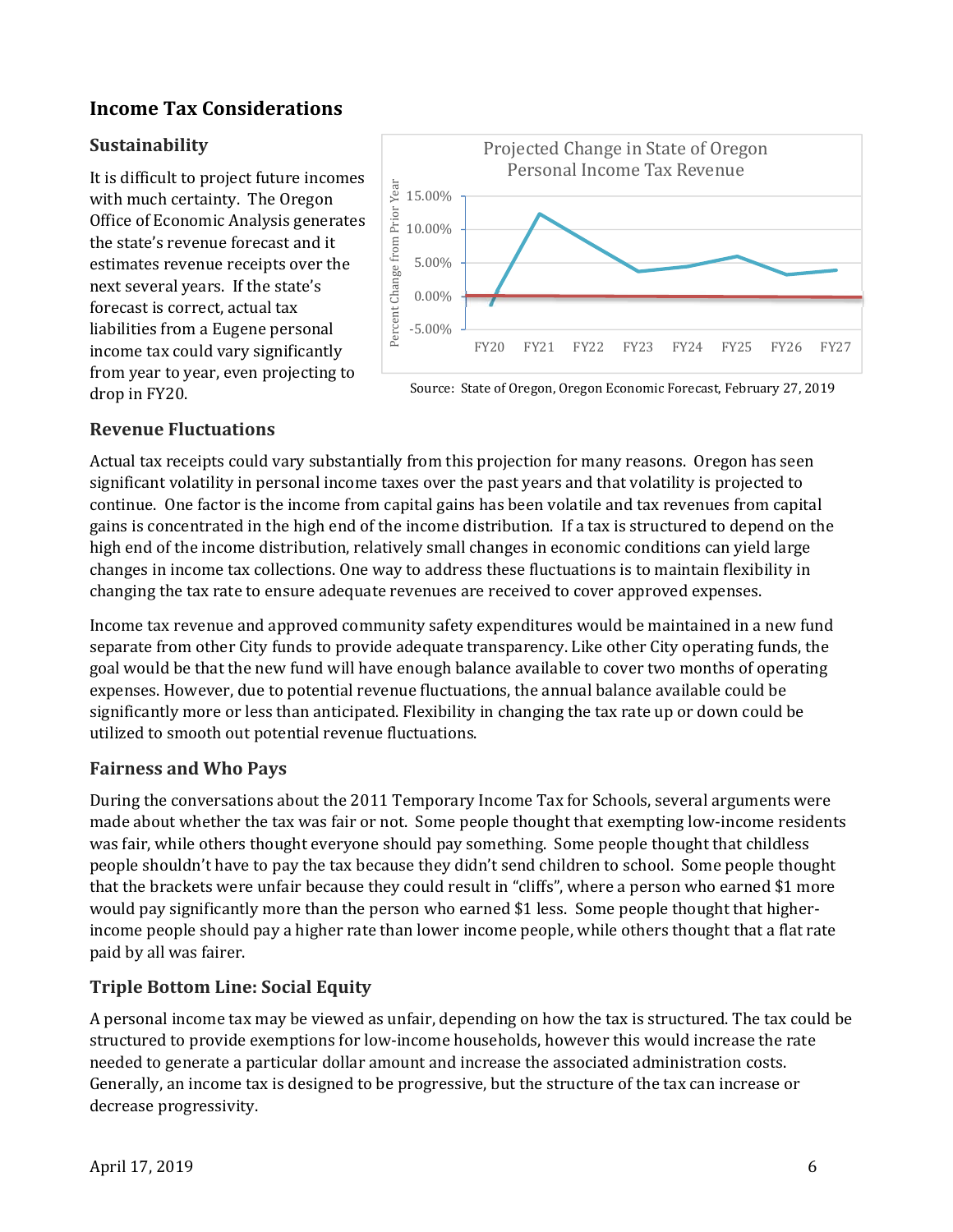## Income Tax Considerations

### Sustainability

It is difficult to project future incomes with much certainty. The Oregon Office of Economic Analysis generates the state's revenue forecast and it estimates revenue receipts over the next several years. If the state's forecast is correct, actual tax liabilities from a Eugene personal income tax could vary significantly from year to year, even projecting to drop in FY20.

Source: State of Oregon, Oregon Economic Forecast, February 27, 2019

### Revenue Fluctuations

Actual tax receipts could vary substantially from this projection for many reasons. Oregon has seen significant volatility in personal income taxes over the past years and that volatility is projected to continue. One factor is the income from capital gains has been volatile and tax revenues from capital gains is concentrated in the high end of the income distribution. If a tax is structured to depend on the high end of the income distribution, relatively small changes in economic conditions can yield large changes in income tax collections. One way to address these fluctuations is to maintain flexibility in changing the tax rate to ensure adequate revenues are received to cover approved expenses.

Income tax revenue and approved community safety expenditures would be maintained in a new fund separate from other City funds to provide adequate transparency. Like other City operating funds, the goal would be that the new fund will have enough balance available to cover two months of operating expenses. However, due to potential revenue fluctuations, the annual balance available could be significantly more or less than anticipated. Flexibility in changing the tax rate up or down could be utilized to smooth out potential revenue fluctuations.

### Fairness and Who Pays

During the conversations about the 2011 Temporary Income Tax for Schools, several arguments were made about whether the tax was fair or not. Some people thought that exempting low-income residents was fair, while others thought everyone should pay something. Some people thought that childless people shouldn't have to pay the tax because they didn't send children to school. Some people thought that the brackets were unfair because they could result in "cliffs", where a person who earned $1 more would pay significantly more than the person who earned $1 less. Some people thought that higher-income people should pay a higher rate than lower income people, while others thought that a flat rate paid by all was fairer.

### Triple Bottom Line: Social Equity

A personal income tax may be viewed as unfair, depending on how the tax is structured. The tax could be structured to provide exemptions for low-income households, however this would increase the rate needed to generate a particular dollar amount and increase the associated administration costs. Generally, an income tax is designed to be progressive, but the structure of the tax can increase or decrease progressivity.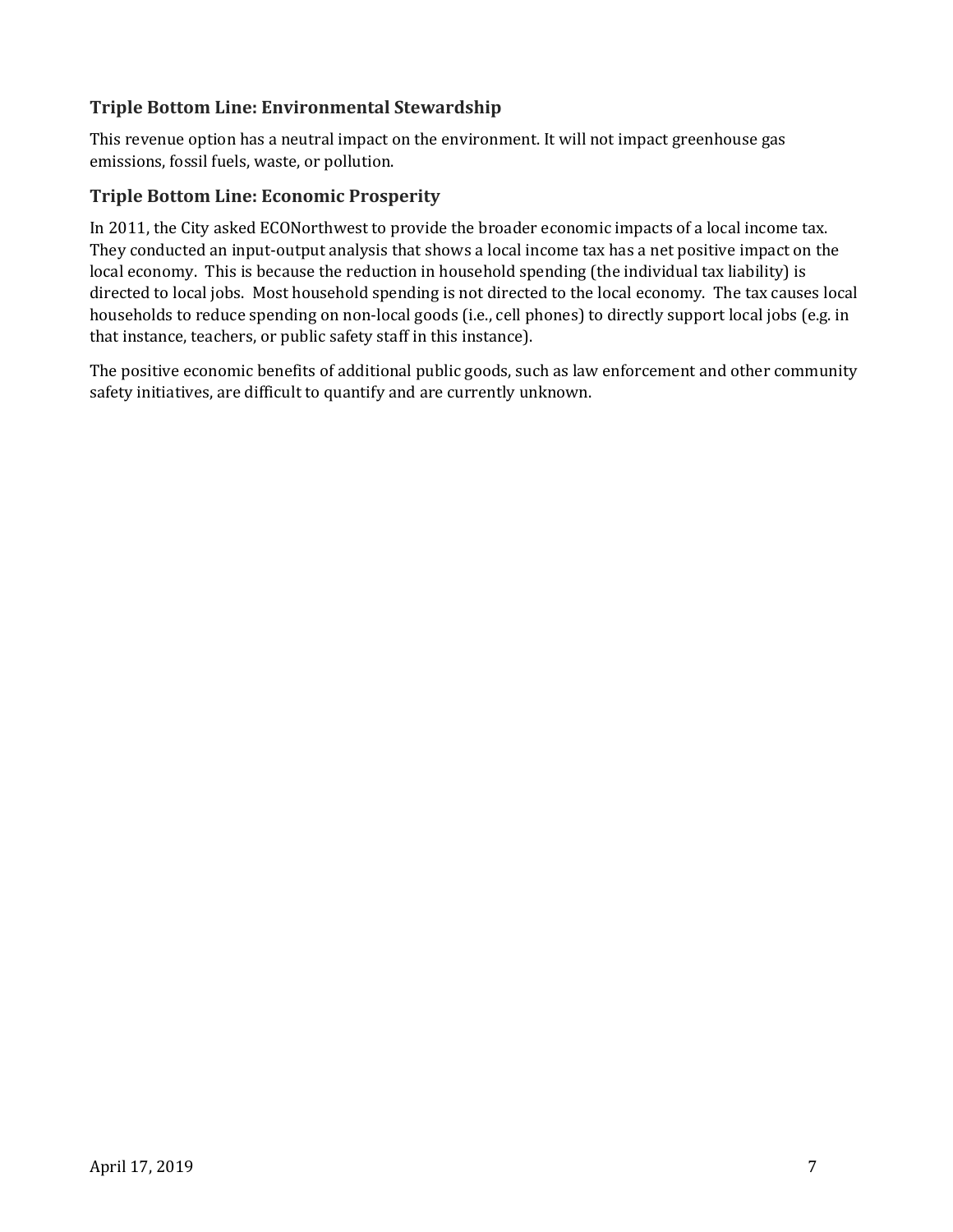### Triple Bottom Line: Environmental Stewardship

This revenue option has a neutral impact on the environment. It will not impact greenhouse gas emissions, fossil fuels, waste, or pollution.

### Triple Bottom Line: Economic Prosperity

In 2011, the City asked ECONorthwest to provide the broader economic impacts of a local income tax. They conducted an input-output analysis that shows a local income tax has a net positive impact on the local economy. This is because the reduction in household spending (the individual tax liability) is directed to local jobs. Most household spending is not directed to the local economy. The tax causes local households to reduce spending on non-local goods (i.e., cell phones) to directly support local jobs (e.g. in that instance, teachers, or public safety staff in this instance).

The positive economic benefits of additional public goods, such as law enforcement and other community safety initiatives, are difficult to quantify and are currently unknown.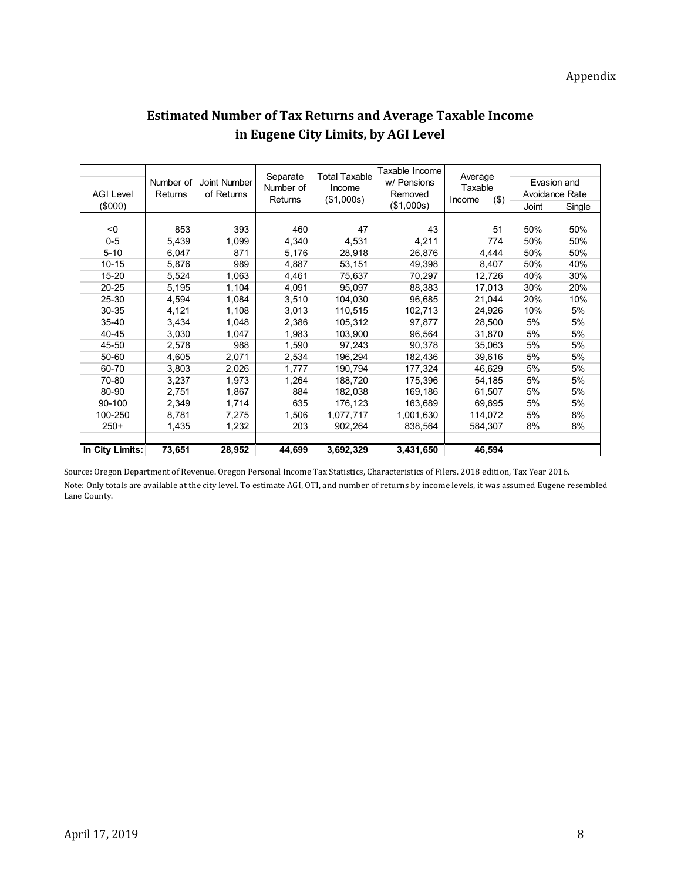Appendix

## Estimated Number of Tax Returns and Average Taxable Income in Eugene City Limits, by AGI Level

| AGI Level ($000) | Number of Returns | Joint Number of Returns | Separate Number of Returns | Total Taxable Income ($1,000s) | Taxable Income w/ Pensions Removed ($1,000s) | Average Taxable Income ($) | Evasion and Avoidance Rate | |
|---|---|---|---|---|---|---|---|---|
| | | | | | | | Joint | Single |
| <0 | 853 | 393 | 460 | 47 | 43 | 51 | 50% | 50% |
| 0-5 | 5,439 | 1,099 | 4,340 | 4,531 | 4,211 | 774 | 50% | 50% |
| 5-10 | 6,047 | 871 | 5,176 | 28,918 | 26,876 | 4,444 | 50% | 50% |
| 10-15 | 5,876 | 989 | 4,887 | 53,151 | 49,398 | 8,407 | 50% | 40% |
| 15-20 | 5,524 | 1,063 | 4,461 | 75,637 | 70,297 | 12,726 | 40% | 30% |
| 20-25 | 5,195 | 1,104 | 4,091 | 95,097 | 88,383 | 17,013 | 30% | 20% |
| 25-30 | 4,594 | 1,084 | 3,510 | 104,030 | 96,685 | 21,044 | 20% | 10% |
| 30-35 | 4,121 | 1,108 | 3,013 | 110,515 | 102,713 | 24,926 | 10% | 5% |
| 35-40 | 3,434 | 1,048 | 2,386 | 105,312 | 97,877 | 28,500 | 5% | 5% |
| 40-45 | 3,030 | 1,047 | 1,983 | 103,900 | 96,564 | 31,870 | 5% | 5% |
| 45-50 | 2,578 | 988 | 1,590 | 97,243 | 90,378 | 35,063 | 5% | 5% |
| 50-60 | 4,605 | 2,071 | 2,534 | 196,294 | 182,436 | 39,616 | 5% | 5% |
| 60-70 | 3,803 | 2,026 | 1,777 | 190,794 | 177,324 | 46,629 | 5% | 5% |
| 70-80 | 3,237 | 1,973 | 1,264 | 188,720 | 175,396 | 54,185 | 5% | 5% |
| 80-90 | 2,751 | 1,867 | 884 | 182,038 | 169,186 | 61,507 | 5% | 5% |
| 90-100 | 2,349 | 1,714 | 635 | 176,123 | 163,689 | 69,695 | 5% | 5% |
| 100-250 | 8,781 | 7,275 | 1,506 | 1,077,717 | 1,001,630 | 114,072 | 5% | 8% |
| 250+ | 1,435 | 1,232 | 203 | 902,264 | 838,564 | 584,307 | 8% | 8% |
| **In City Limits:** | **73,651** | **28,952** | **44,699** | **3,692,329** | **3,431,650** | **46,594** | | |

Source: Oregon Department of Revenue. Oregon Personal Income Tax Statistics, Characteristics of Filers. 2018 edition, Tax Year 2016.

Note: Only totals are available at the city level. To estimate AGI, OTI, and number of returns by income levels, it was assumed Eugene resembled Lane County.

April 17, 2019